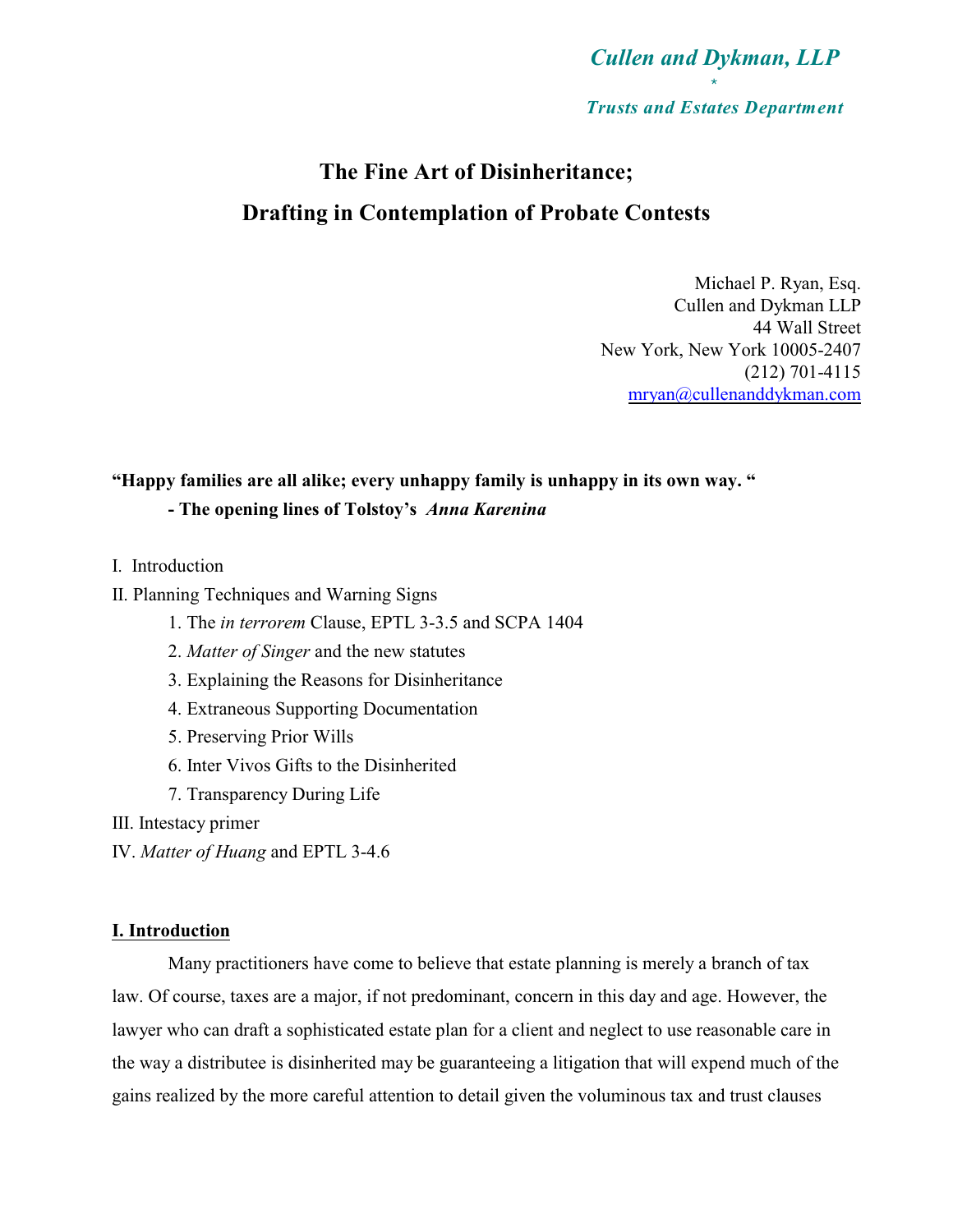Cullen and Dykman, LLP

*

Trusts and Estates Department

# The Fine Art of Disinheritance;
# Drafting in Contemplation of Probate Contests

Michael P. Ryan, Esq.
Cullen and Dykman LLP
44 Wall Street
New York, New York 10005-2407
(212) 701-4115
mryan@cullenanddykman.com

**"Happy families are all alike; every unhappy family is unhappy in its own way. "**
**- The opening lines of Tolstoy's *Anna Karenina***

I. Introduction

II. Planning Techniques and Warning Signs

1. The *in terrorem* Clause, EPTL 3-3.5 and SCPA 1404
2. *Matter of Singer* and the new statutes
3. Explaining the Reasons for Disinheritance
4. Extraneous Supporting Documentation
5. Preserving Prior Wills
6. Inter Vivos Gifts to the Disinherited
7. Transparency During Life

III. Intestacy primer

IV. *Matter of Huang* and EPTL 3-4.6

## I. Introduction

Many practitioners have come to believe that estate planning is merely a branch of tax law. Of course, taxes are a major, if not predominant, concern in this day and age. However, the lawyer who can draft a sophisticated estate plan for a client and neglect to use reasonable care in the way a distributee is disinherited may be guaranteeing a litigation that will expend much of the gains realized by the more careful attention to detail given the voluminous tax and trust clauses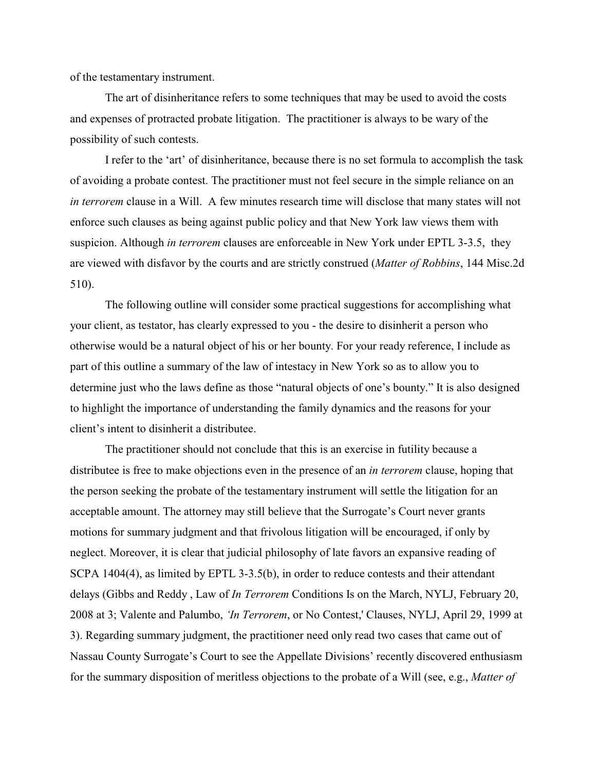of the testamentary instrument.

The art of disinheritance refers to some techniques that may be used to avoid the costs and expenses of protracted probate litigation. The practitioner is always to be wary of the possibility of such contests.

I refer to the 'art' of disinheritance, because there is no set formula to accomplish the task of avoiding a probate contest. The practitioner must not feel secure in the simple reliance on an *in terrorem* clause in a Will. A few minutes research time will disclose that many states will not enforce such clauses as being against public policy and that New York law views them with suspicion. Although *in terrorem* clauses are enforceable in New York under EPTL 3-3.5, they are viewed with disfavor by the courts and are strictly construed (*Matter of Robbins*, 144 Misc.2d 510).

The following outline will consider some practical suggestions for accomplishing what your client, as testator, has clearly expressed to you - the desire to disinherit a person who otherwise would be a natural object of his or her bounty. For your ready reference, I include as part of this outline a summary of the law of intestacy in New York so as to allow you to determine just who the laws define as those "natural objects of one's bounty." It is also designed to highlight the importance of understanding the family dynamics and the reasons for your client's intent to disinherit a distributee.

The practitioner should not conclude that this is an exercise in futility because a distributee is free to make objections even in the presence of an *in terrorem* clause, hoping that the person seeking the probate of the testamentary instrument will settle the litigation for an acceptable amount. The attorney may still believe that the Surrogate's Court never grants motions for summary judgment and that frivolous litigation will be encouraged, if only by neglect. Moreover, it is clear that judicial philosophy of late favors an expansive reading of SCPA 1404(4), as limited by EPTL 3-3.5(b), in order to reduce contests and their attendant delays (Gibbs and Reddy , Law of *In Terrorem* Conditions Is on the March, NYLJ, February 20, 2008 at 3; Valente and Palumbo, *'In Terrorem*, or No Contest,' Clauses, NYLJ, April 29, 1999 at 3). Regarding summary judgment, the practitioner need only read two cases that came out of Nassau County Surrogate's Court to see the Appellate Divisions' recently discovered enthusiasm for the summary disposition of meritless objections to the probate of a Will (see, e.g., *Matter of*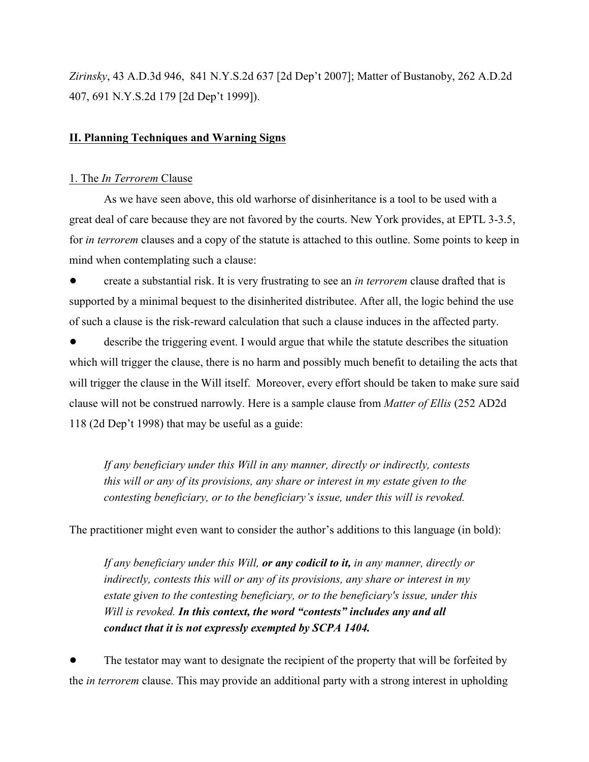*Zirinsky*, 43 A.D.3d 946, 841 N.Y.S.2d 637 [2d Dep't 2007]; Matter of Bustanoby, 262 A.D.2d 407, 691 N.Y.S.2d 179 [2d Dep't 1999]).

## II. Planning Techniques and Warning Signs

### 1. The *In Terrorem* Clause

As we have seen above, this old warhorse of disinheritance is a tool to be used with a great deal of care because they are not favored by the courts. New York provides, at EPTL 3-3.5, for *in terrorem* clauses and a copy of the statute is attached to this outline. Some points to keep in mind when contemplating such a clause:

- create a substantial risk. It is very frustrating to see an *in terrorem* clause drafted that is supported by a minimal bequest to the disinherited distributee. After all, the logic behind the use of such a clause is the risk-reward calculation that such a clause induces in the affected party.
- describe the triggering event. I would argue that while the statute describes the situation which will trigger the clause, there is no harm and possibly much benefit to detailing the acts that will trigger the clause in the Will itself. Moreover, every effort should be taken to make sure said clause will not be construed narrowly. Here is a sample clause from *Matter of Ellis* (252 AD2d 118 (2d Dep't 1998) that may be useful as a guide:

> *If any beneficiary under this Will in any manner, directly or indirectly, contests this will or any of its provisions, any share or interest in my estate given to the contesting beneficiary, or to the beneficiary's issue, under this will is revoked.*

The practitioner might even want to consider the author's additions to this language (in bold):

> *If any beneficiary under this Will, **or any codicil to it,** in any manner, directly or indirectly, contests this will or any of its provisions, any share or interest in my estate given to the contesting beneficiary, or to the beneficiary's issue, under this Will is revoked. **In this context, the word "contests" includes any and all conduct that it is not expressly exempted by SCPA 1404.***

- The testator may want to designate the recipient of the property that will be forfeited by the *in terrorem* clause. This may provide an additional party with a strong interest in upholding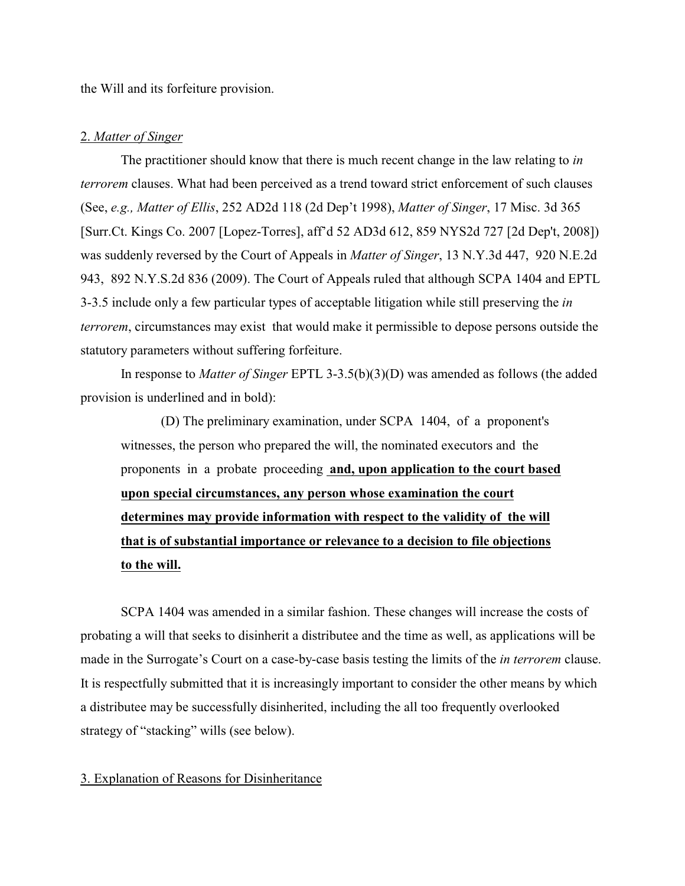the Will and its forfeiture provision.

2. *Matter of Singer*

The practitioner should know that there is much recent change in the law relating to *in terrorem* clauses. What had been perceived as a trend toward strict enforcement of such clauses (See, *e.g., Matter of Ellis*, 252 AD2d 118 (2d Dep't 1998), *Matter of Singer*, 17 Misc. 3d 365 [Surr.Ct. Kings Co. 2007 [Lopez-Torres], aff'd 52 AD3d 612, 859 NYS2d 727 [2d Dep't, 2008]) was suddenly reversed by the Court of Appeals in *Matter of Singer*, 13 N.Y.3d 447, 920 N.E.2d 943, 892 N.Y.S.2d 836 (2009). The Court of Appeals ruled that although SCPA 1404 and EPTL 3-3.5 include only a few particular types of acceptable litigation while still preserving the *in terrorem*, circumstances may exist that would make it permissible to depose persons outside the statutory parameters without suffering forfeiture.

In response to *Matter of Singer* EPTL 3-3.5(b)(3)(D) was amended as follows (the added provision is underlined and in bold):

> (D) The preliminary examination, under SCPA 1404, of a proponent's witnesses, the person who prepared the will, the nominated executors and the proponents in a probate proceeding **<u>and, upon application to the court based upon special circumstances, any person whose examination the court determines may provide information with respect to the validity of the will that is of substantial importance or relevance to a decision to file objections to the will.</u>**

SCPA 1404 was amended in a similar fashion. These changes will increase the costs of probating a will that seeks to disinherit a distributee and the time as well, as applications will be made in the Surrogate's Court on a case-by-case basis testing the limits of the *in terrorem* clause. It is respectfully submitted that it is increasingly important to consider the other means by which a distributee may be successfully disinherited, including the all too frequently overlooked strategy of "stacking" wills (see below).

3. Explanation of Reasons for Disinheritance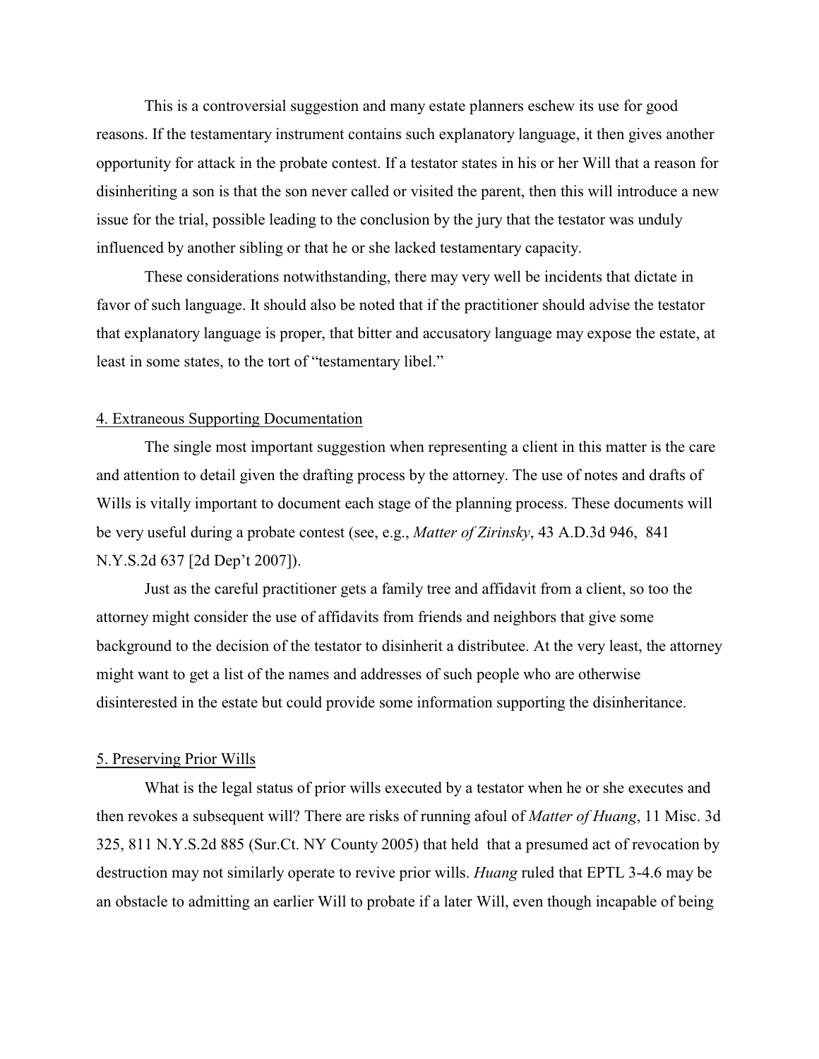This is a controversial suggestion and many estate planners eschew its use for good reasons. If the testamentary instrument contains such explanatory language, it then gives another opportunity for attack in the probate contest. If a testator states in his or her Will that a reason for disinheriting a son is that the son never called or visited the parent, then this will introduce a new issue for the trial, possible leading to the conclusion by the jury that the testator was unduly influenced by another sibling or that he or she lacked testamentary capacity.

These considerations notwithstanding, there may very well be incidents that dictate in favor of such language. It should also be noted that if the practitioner should advise the testator that explanatory language is proper, that bitter and accusatory language may expose the estate, at least in some states, to the tort of "testamentary libel."

<u>4. Extraneous Supporting Documentation</u>

The single most important suggestion when representing a client in this matter is the care and attention to detail given the drafting process by the attorney. The use of notes and drafts of Wills is vitally important to document each stage of the planning process. These documents will be very useful during a probate contest (see, e.g., *Matter of Zirinsky*, 43 A.D.3d 946, 841 N.Y.S.2d 637 [2d Dep't 2007]).

Just as the careful practitioner gets a family tree and affidavit from a client, so too the attorney might consider the use of affidavits from friends and neighbors that give some background to the decision of the testator to disinherit a distributee. At the very least, the attorney might want to get a list of the names and addresses of such people who are otherwise disinterested in the estate but could provide some information supporting the disinheritance.

<u>5. Preserving Prior Wills</u>

What is the legal status of prior wills executed by a testator when he or she executes and then revokes a subsequent will? There are risks of running afoul of *Matter of Huang*, 11 Misc. 3d 325, 811 N.Y.S.2d 885 (Sur.Ct. NY County 2005) that held that a presumed act of revocation by destruction may not similarly operate to revive prior wills. *Huang* ruled that EPTL 3-4.6 may be an obstacle to admitting an earlier Will to probate if a later Will, even though incapable of being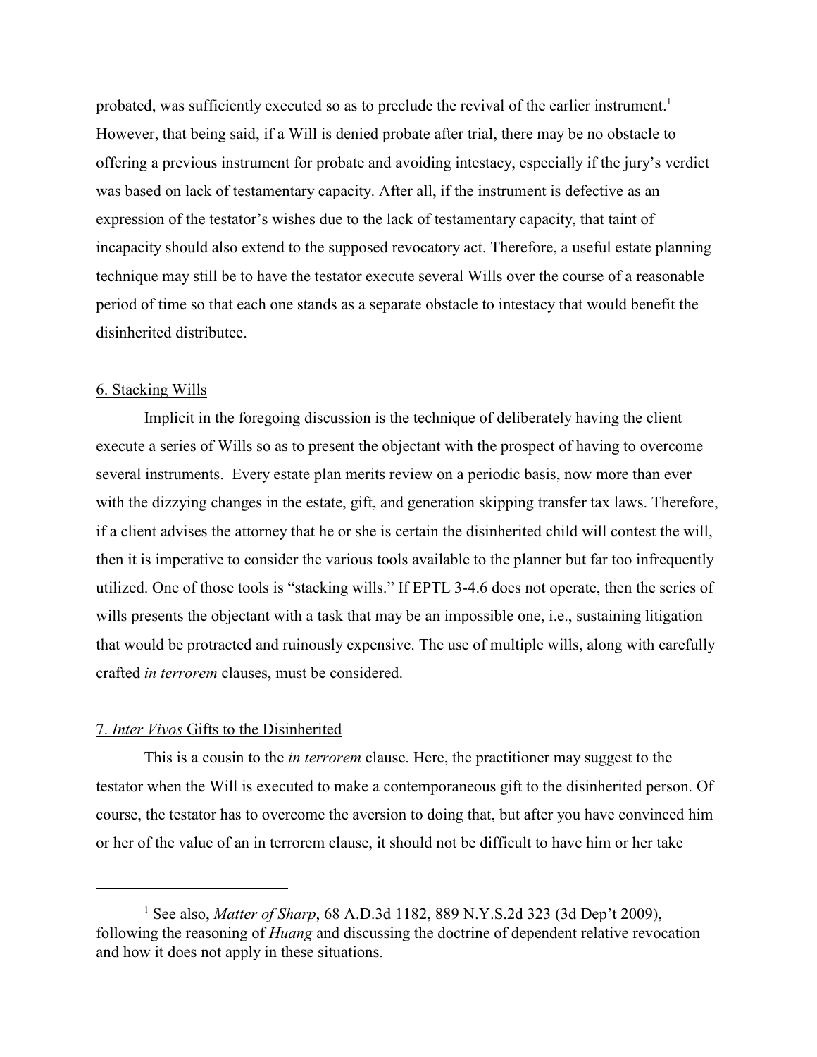probated, was sufficiently executed so as to preclude the revival of the earlier instrument.[1] However, that being said, if a Will is denied probate after trial, there may be no obstacle to offering a previous instrument for probate and avoiding intestacy, especially if the jury's verdict was based on lack of testamentary capacity. After all, if the instrument is defective as an expression of the testator's wishes due to the lack of testamentary capacity, that taint of incapacity should also extend to the supposed revocatory act. Therefore, a useful estate planning technique may still be to have the testator execute several Wills over the course of a reasonable period of time so that each one stands as a separate obstacle to intestacy that would benefit the disinherited distributee.

6. Stacking Wills

Implicit in the foregoing discussion is the technique of deliberately having the client execute a series of Wills so as to present the objectant with the prospect of having to overcome several instruments. Every estate plan merits review on a periodic basis, now more than ever with the dizzying changes in the estate, gift, and generation skipping transfer tax laws. Therefore, if a client advises the attorney that he or she is certain the disinherited child will contest the will, then it is imperative to consider the various tools available to the planner but far too infrequently utilized. One of those tools is "stacking wills." If EPTL 3-4.6 does not operate, then the series of wills presents the objectant with a task that may be an impossible one, i.e., sustaining litigation that would be protracted and ruinously expensive. The use of multiple wills, along with carefully crafted *in terrorem* clauses, must be considered.

7. *Inter Vivos* Gifts to the Disinherited

This is a cousin to the *in terrorem* clause. Here, the practitioner may suggest to the testator when the Will is executed to make a contemporaneous gift to the disinherited person. Of course, the testator has to overcome the aversion to doing that, but after you have convinced him or her of the value of an in terrorem clause, it should not be difficult to have him or her take

---

[1] See also, *Matter of Sharp*, 68 A.D.3d 1182, 889 N.Y.S.2d 323 (3d Dep't 2009), following the reasoning of *Huang* and discussing the doctrine of dependent relative revocation and how it does not apply in these situations.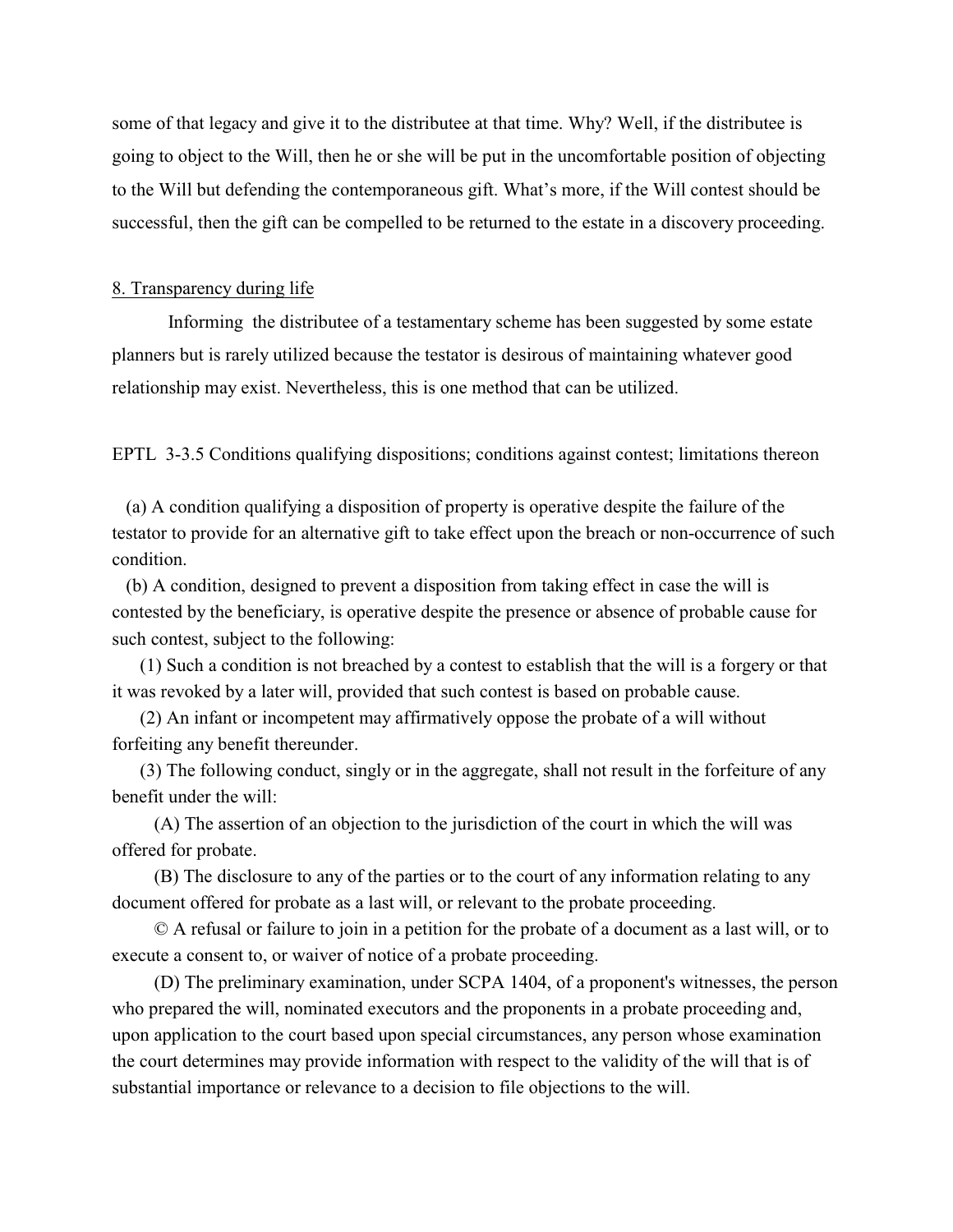some of that legacy and give it to the distributee at that time. Why? Well, if the distributee is going to object to the Will, then he or she will be put in the uncomfortable position of objecting to the Will but defending the contemporaneous gift. What's more, if the Will contest should be successful, then the gift can be compelled to be returned to the estate in a discovery proceeding.

8. Transparency during life

Informing the distributee of a testamentary scheme has been suggested by some estate planners but is rarely utilized because the testator is desirous of maintaining whatever good relationship may exist. Nevertheless, this is one method that can be utilized.

EPTL 3-3.5 Conditions qualifying dispositions; conditions against contest; limitations thereon

(a) A condition qualifying a disposition of property is operative despite the failure of the testator to provide for an alternative gift to take effect upon the breach or non-occurrence of such condition.

(b) A condition, designed to prevent a disposition from taking effect in case the will is contested by the beneficiary, is operative despite the presence or absence of probable cause for such contest, subject to the following:

(1) Such a condition is not breached by a contest to establish that the will is a forgery or that it was revoked by a later will, provided that such contest is based on probable cause.

(2) An infant or incompetent may affirmatively oppose the probate of a will without forfeiting any benefit thereunder.

(3) The following conduct, singly or in the aggregate, shall not result in the forfeiture of any benefit under the will:

(A) The assertion of an objection to the jurisdiction of the court in which the will was offered for probate.

(B) The disclosure to any of the parties or to the court of any information relating to any document offered for probate as a last will, or relevant to the probate proceeding.

© A refusal or failure to join in a petition for the probate of a document as a last will, or to execute a consent to, or waiver of notice of a probate proceeding.

(D) The preliminary examination, under SCPA 1404, of a proponent's witnesses, the person who prepared the will, nominated executors and the proponents in a probate proceeding and, upon application to the court based upon special circumstances, any person whose examination the court determines may provide information with respect to the validity of the will that is of substantial importance or relevance to a decision to file objections to the will.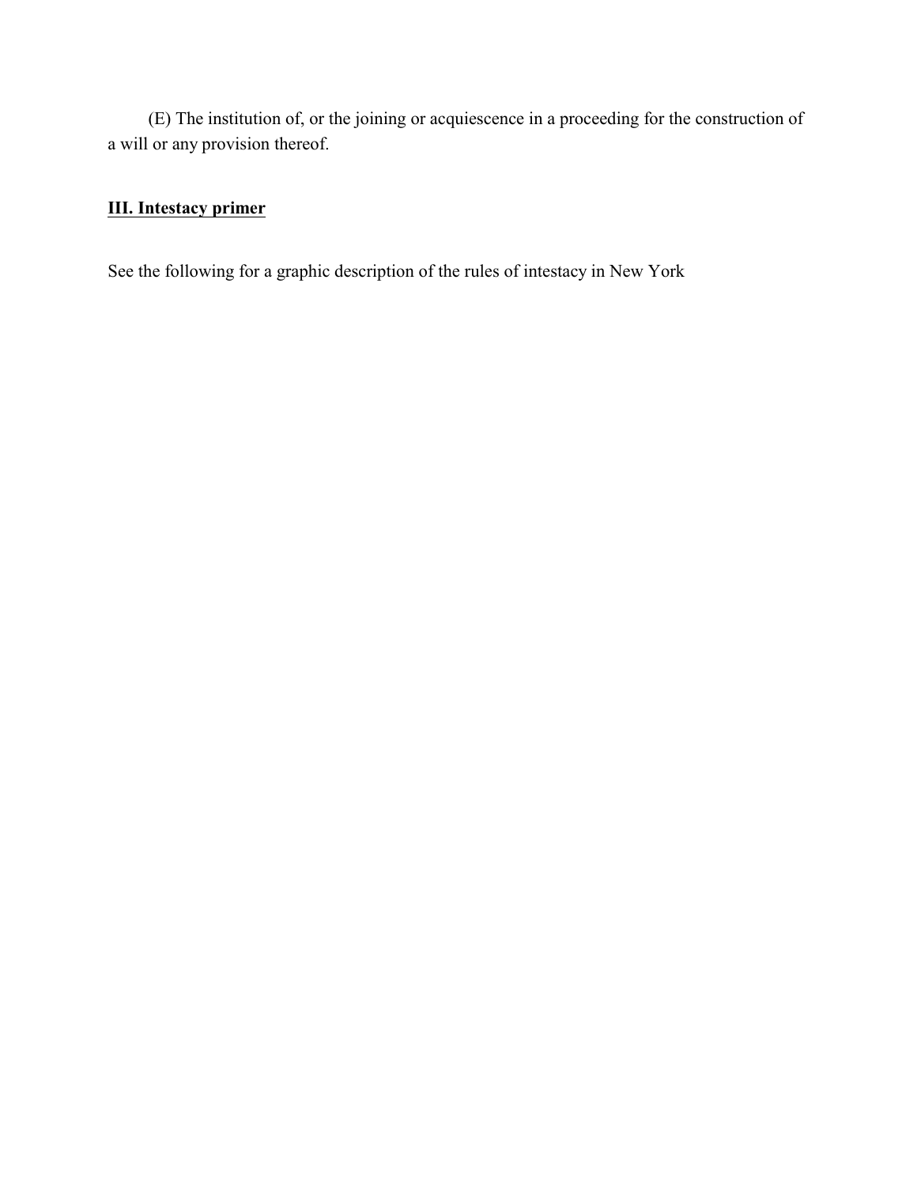(E) The institution of, or the joining or acquiescence in a proceeding for the construction of a will or any provision thereof.

## **<u>III. Intestacy primer</u>**

See the following for a graphic description of the rules of intestacy in New York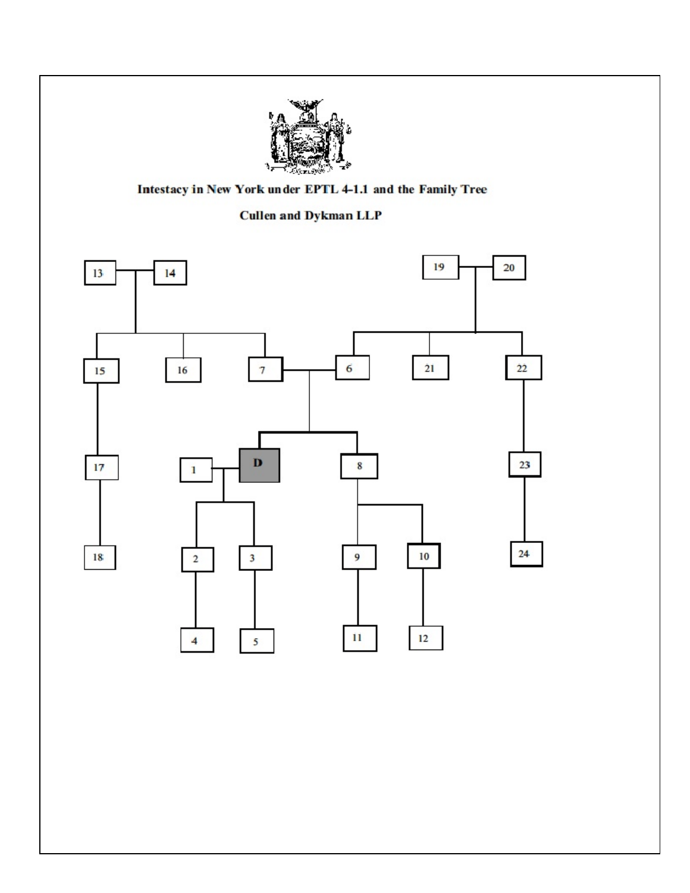**Intestacy in New York under EPTL 4-1.1 and the Family Tree**

**Cullen and Dykman LLP**

13 14 19 20

15 16 7 6 21 22

17 1 D 8 23

18 2 3 9 10 24

4 5 11 12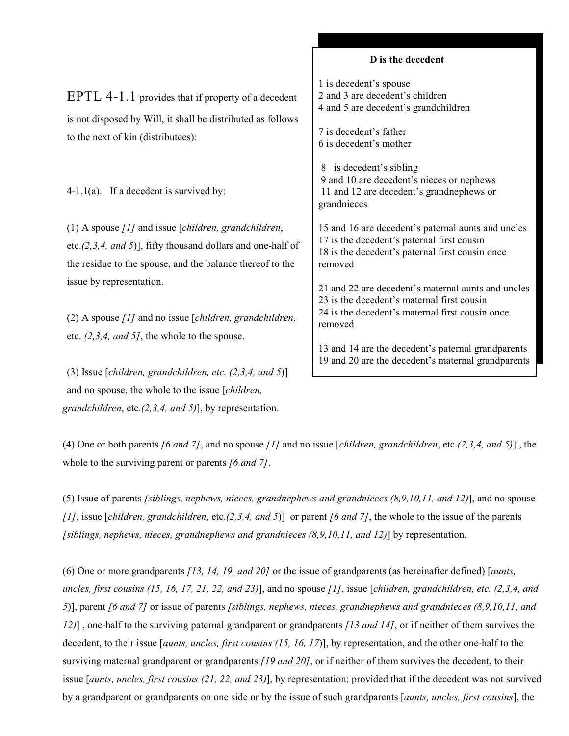**D is the decedent**

1 is decedent's spouse
2 and 3 are decedent's children
4 and 5 are decedent's grandchildren

7 is decedent's father
6 is decedent's mother

8 is decedent's sibling
9 and 10 are decedent's nieces or nephews
11 and 12 are decedent's grandnephews or grandnieces

15 and 16 are decedent's paternal aunts and uncles
17 is the decedent's paternal first cousin
18 is the decedent's paternal first cousin once removed

21 and 22 are decedent's maternal aunts and uncles
23 is the decedent's maternal first cousin
24 is the decedent's maternal first cousin once removed

13 and 14 are the decedent's paternal grandparents
19 and 20 are the decedent's maternal grandparents

EPTL 4-1.1 provides that if property of a decedent is not disposed by Will, it shall be distributed as follows to the next of kin (distributees):

4-1.1(a). If a decedent is survived by:

(1) A spouse *[1]* and issue [*children, grandchildren*, etc.*(2,3,4, and 5)*], fifty thousand dollars and one-half of the residue to the spouse, and the balance thereof to the issue by representation.

(2) A spouse *[1]* and no issue [*children, grandchildren*, etc. *(2,3,4, and 5]*, the whole to the spouse.

(3) Issue [*children, grandchildren, etc. (2,3,4, and 5)*] and no spouse, the whole to the issue [*children, grandchildren*, etc.*(2,3,4, and 5)*], by representation.

(4) One or both parents *[6 and 7]*, and no spouse *[1]* and no issue [*children, grandchildren*, etc.*(2,3,4, and 5)*] , the whole to the surviving parent or parents *[6 and 7]*.

(5) Issue of parents *[siblings, nephews, nieces, grandnephews and grandnieces (8,9,10,11, and 12)*], and no spouse *[1]*, issue [*children, grandchildren*, etc.*(2,3,4, and 5)*] or parent *[6 and 7]*, the whole to the issue of the parents *[siblings, nephews, nieces, grandnephews and grandnieces (8,9,10,11, and 12)*] by representation.

(6) One or more grandparents *[13, 14, 19, and 20]* or the issue of grandparents (as hereinafter defined) [*aunts, uncles, first cousins (15, 16, 17, 21, 22, and 23)*], and no spouse *[1]*, issue [*children, grandchildren, etc. (2,3,4, and 5)*], parent *[6 and 7]* or issue of parents *[siblings, nephews, nieces, grandnephews and grandnieces (8,9,10,11, and 12)]* , one-half to the surviving paternal grandparent or grandparents *[13 and 14]*, or if neither of them survives the decedent, to their issue [*aunts, uncles, first cousins (15, 16, 17)*], by representation, and the other one-half to the surviving maternal grandparent or grandparents *[19 and 20]*, or if neither of them survives the decedent, to their issue [*aunts, uncles, first cousins (21, 22, and 23)]*, by representation; provided that if the decedent was not survived by a grandparent or grandparents on one side or by the issue of such grandparents [*aunts, uncles, first cousins*], the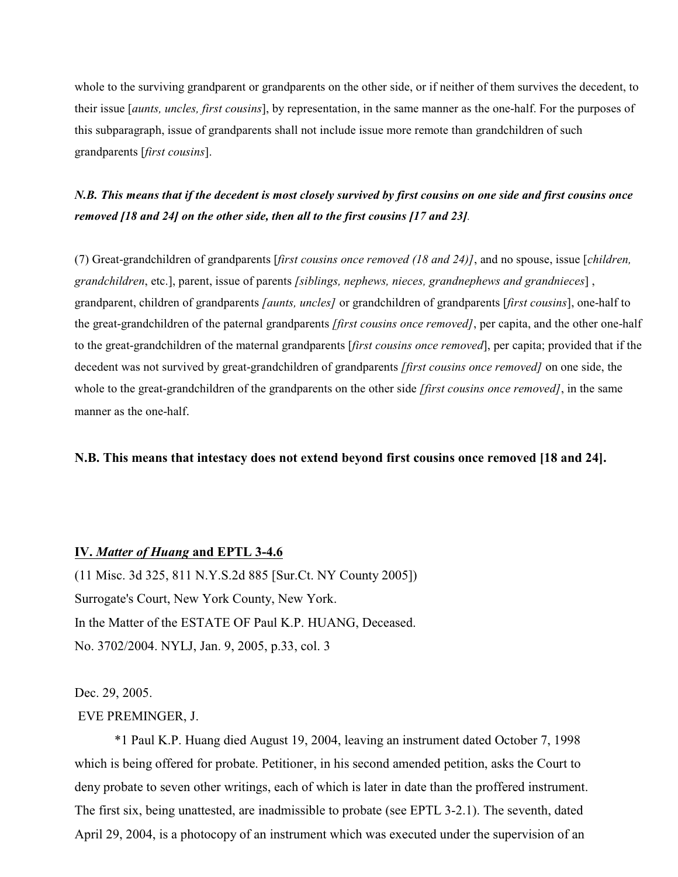whole to the surviving grandparent or grandparents on the other side, or if neither of them survives the decedent, to their issue [*aunts, uncles, first cousins*], by representation, in the same manner as the one-half. For the purposes of this subparagraph, issue of grandparents shall not include issue more remote than grandchildren of such grandparents [*first cousins*].

***N.B. This means that if the decedent is most closely survived by first cousins on one side and first cousins once removed [18 and 24] on the other side, then all to the first cousins [17 and 23].***

(7) Great-grandchildren of grandparents [*first cousins once removed (18 and 24)]*, and no spouse, issue [*children, grandchildren*, etc.], parent, issue of parents *[siblings, nephews, nieces, grandnephews and grandnieces*] , grandparent, children of grandparents *[aunts, uncles]* or grandchildren of grandparents [*first cousins*], one-half to the great-grandchildren of the paternal grandparents *[first cousins once removed]*, per capita, and the other one-half to the great-grandchildren of the maternal grandparents [*first cousins once removed*], per capita; provided that if the decedent was not survived by great-grandchildren of grandparents *[first cousins once removed]* on one side, the whole to the great-grandchildren of the grandparents on the other side *[first cousins once removed]*, in the same manner as the one-half.

**N.B. This means that intestacy does not extend beyond first cousins once removed [18 and 24].**

## IV. *Matter of Huang* and EPTL 3-4.6

(11 Misc. 3d 325, 811 N.Y.S.2d 885 [Sur.Ct. NY County 2005])
Surrogate's Court, New York County, New York.
In the Matter of the ESTATE OF Paul K.P. HUANG, Deceased.
No. 3702/2004. NYLJ, Jan. 9, 2005, p.33, col. 3

Dec. 29, 2005.
EVE PREMINGER, J.

*1 Paul K.P. Huang died August 19, 2004, leaving an instrument dated October 7, 1998 which is being offered for probate. Petitioner, in his second amended petition, asks the Court to deny probate to seven other writings, each of which is later in date than the proffered instrument. The first six, being unattested, are inadmissible to probate (see EPTL 3-2.1). The seventh, dated April 29, 2004, is a photocopy of an instrument which was executed under the supervision of an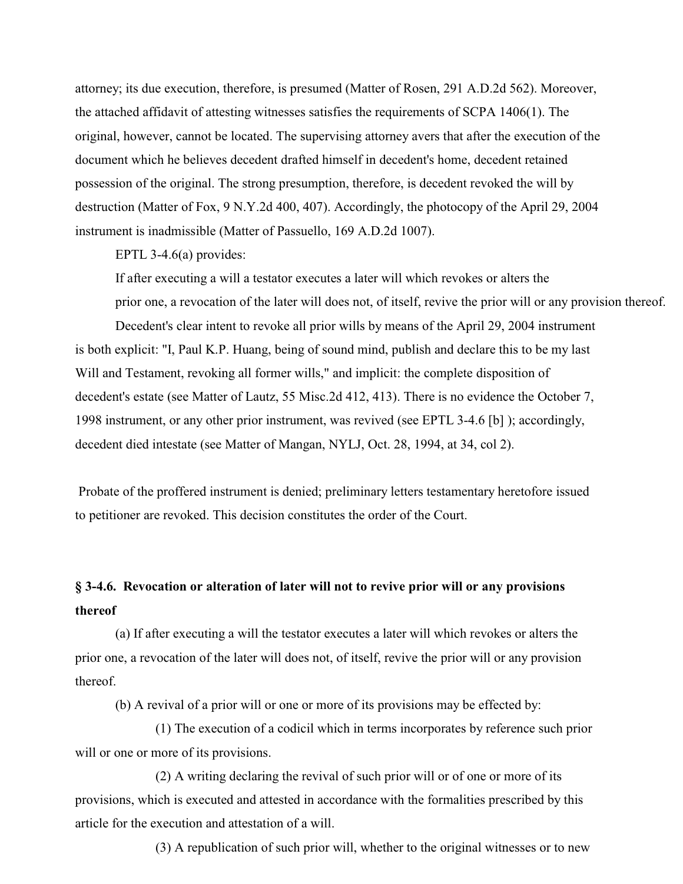attorney; its due execution, therefore, is presumed (Matter of Rosen, 291 A.D.2d 562). Moreover, the attached affidavit of attesting witnesses satisfies the requirements of SCPA 1406(1). The original, however, cannot be located. The supervising attorney avers that after the execution of the document which he believes decedent drafted himself in decedent's home, decedent retained possession of the original. The strong presumption, therefore, is decedent revoked the will by destruction (Matter of Fox, 9 N.Y.2d 400, 407). Accordingly, the photocopy of the April 29, 2004 instrument is inadmissible (Matter of Passuello, 169 A.D.2d 1007).

EPTL 3-4.6(a) provides:

> If after executing a will a testator executes a later will which revokes or alters the prior one, a revocation of the later will does not, of itself, revive the prior will or any provision thereof.

Decedent's clear intent to revoke all prior wills by means of the April 29, 2004 instrument is both explicit: "I, Paul K.P. Huang, being of sound mind, publish and declare this to be my last Will and Testament, revoking all former wills," and implicit: the complete disposition of decedent's estate (see Matter of Lautz, 55 Misc.2d 412, 413). There is no evidence the October 7, 1998 instrument, or any other prior instrument, was revived (see EPTL 3-4.6 [b] ); accordingly, decedent died intestate (see Matter of Mangan, NYLJ, Oct. 28, 1994, at 34, col 2).

Probate of the proffered instrument is denied; preliminary letters testamentary heretofore issued to petitioner are revoked. This decision constitutes the order of the Court.

**§ 3-4.6. Revocation or alteration of later will not to revive prior will or any provisions thereof**

(a) If after executing a will the testator executes a later will which revokes or alters the prior one, a revocation of the later will does not, of itself, revive the prior will or any provision thereof.

(b) A revival of a prior will or one or more of its provisions may be effected by:

(1) The execution of a codicil which in terms incorporates by reference such prior will or one or more of its provisions.

(2) A writing declaring the revival of such prior will or of one or more of its provisions, which is executed and attested in accordance with the formalities prescribed by this article for the execution and attestation of a will.

(3) A republication of such prior will, whether to the original witnesses or to new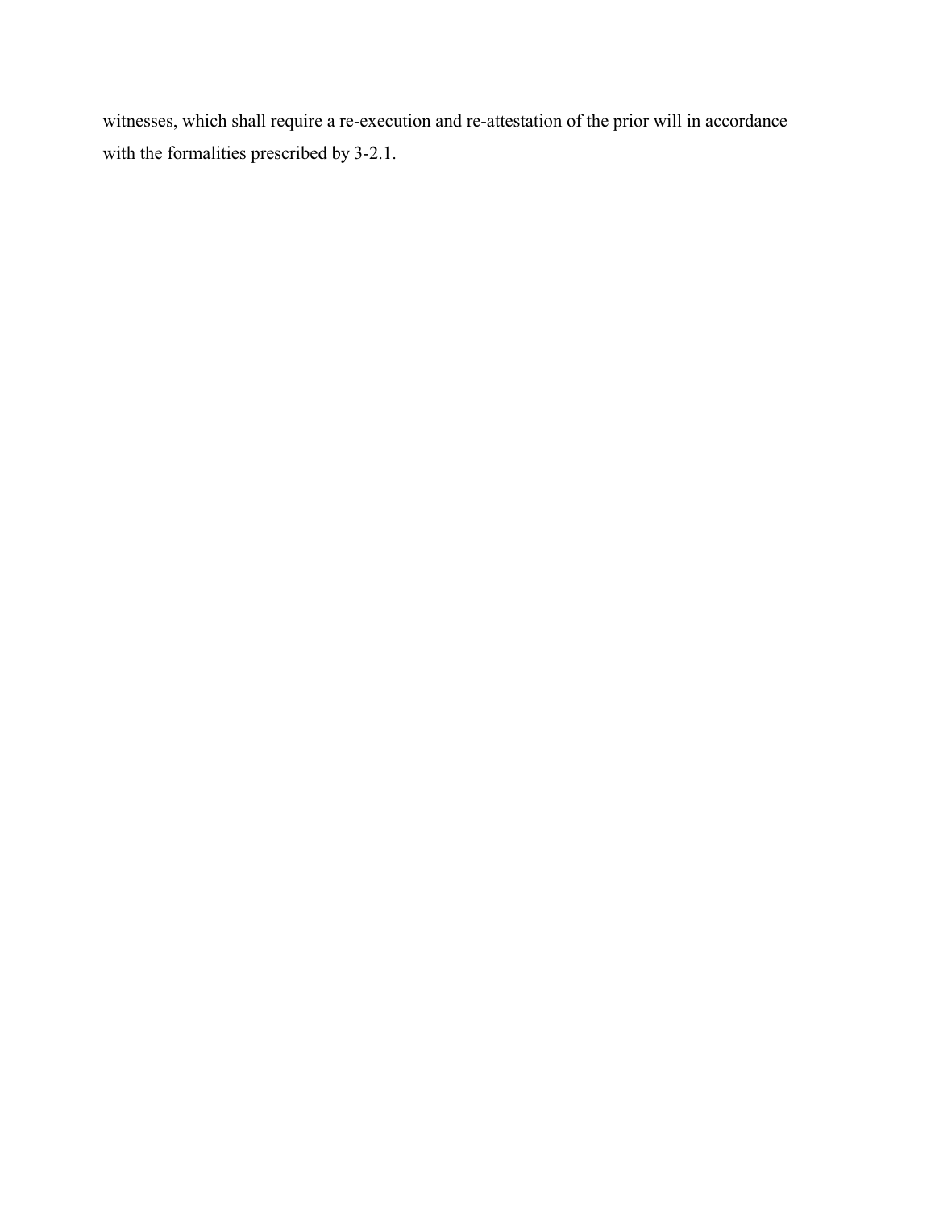witnesses, which shall require a re-execution and re-attestation of the prior will in accordance with the formalities prescribed by 3-2.1.